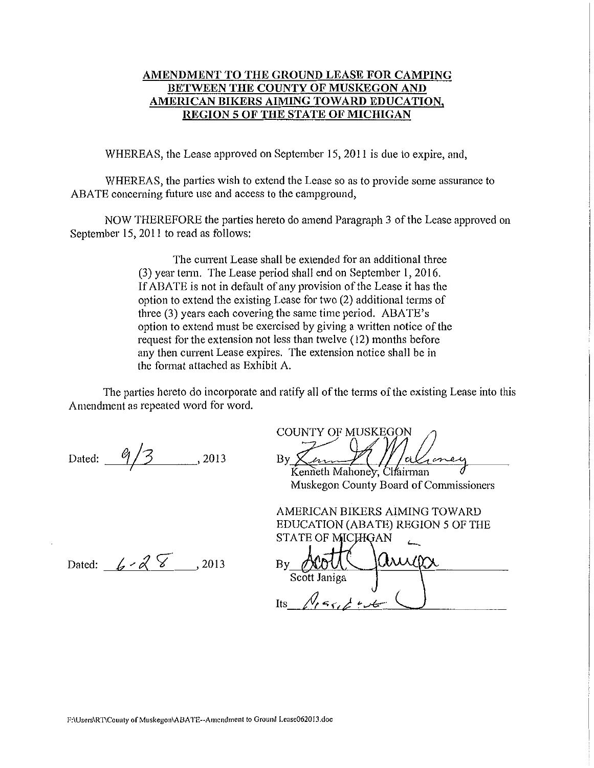**AMENDMENT TO THE GROUND LEASE FOR CAMPING BETWEEN THE COUNTY OF MUSKEGON AND AMERICAN BIKERS AIMING TOWARD EDUCATION, REGION 5 OF THE STATE OF MICHIGAN**

WHEREAS, the Lease approved on September 15, 2011 is due to expire, and,

WHEREAS, the parties wish to extend the Lease so as to provide some assurance to ABATE concerning future use and access to the campground,

NOW THEREFORE the parties hereto do amend Paragraph 3 of the Lease approved on September 15, 2011 to read as follows:

> The current Lease shall be extended for an additional three (3) year term. The Lease period shall end on September 1, 2016. If ABATE is not in default of any provision of the Lease it has the option to extend the existing Lease for two (2) additional terms of three (3) years each covering the same time period. ABATE's option to extend must be exercised by giving a written notice of the request for the extension not less than twelve (12) months before any then current Lease expires. The extension notice shall be in the format attached as Exhibit A.

The parties hereto do incorporate and ratify all of the terms of the existing Lease into this Amendment as repeated word for word.

Dated: 9/3, 2013

COUNTY OF MUSKEGON

By ______________________
Kenneth Mahoney, Chairman
Muskegon County Board of Commissioners

Dated: 6-28, 2013

AMERICAN BIKERS AIMING TOWARD EDUCATION (ABATE) REGION 5 OF THE STATE OF MICHIGAN

By ______________________
Scott Janiga

Its President

F:\Users\RT\County of Muskegon\ABATE--Amendment to Ground Lease062013.doc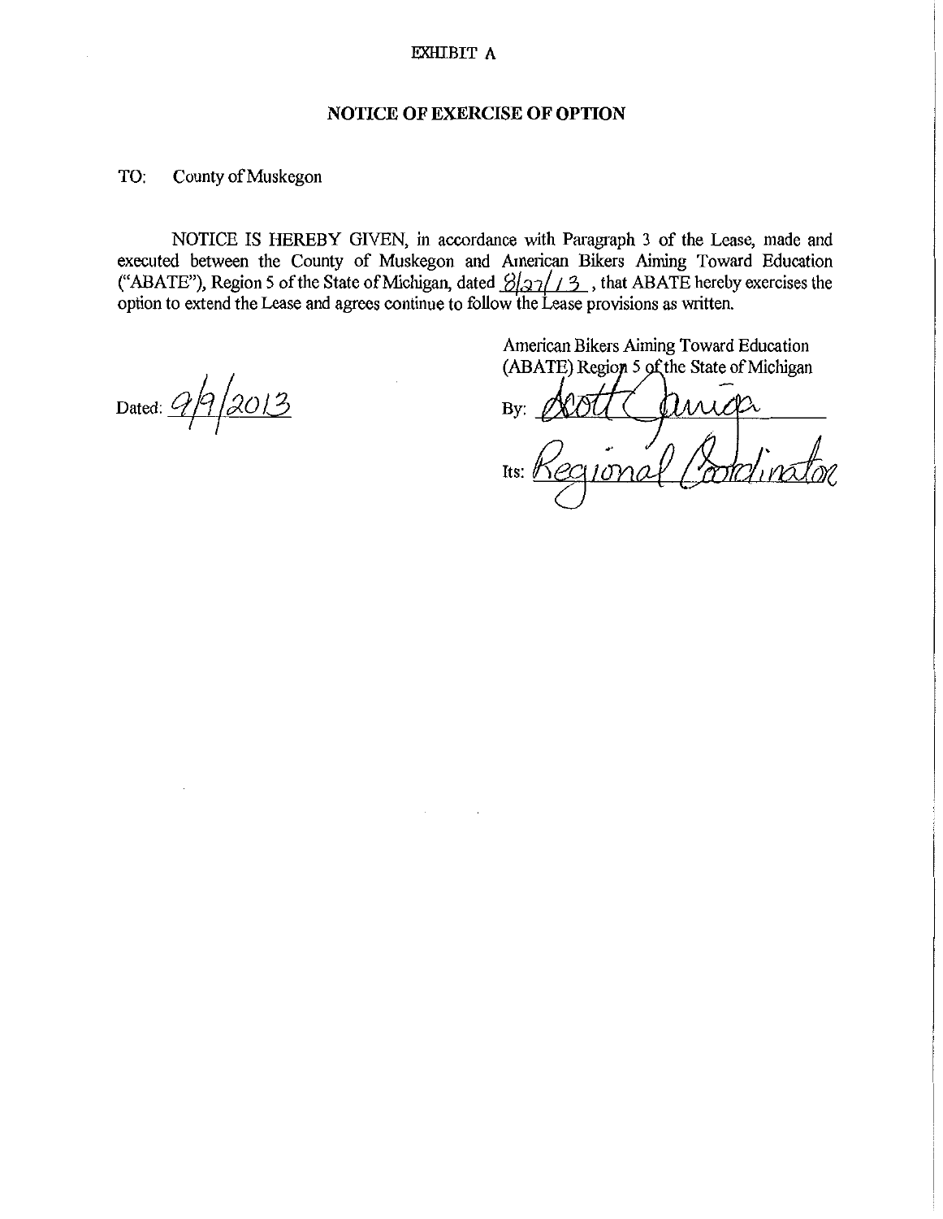EXHIBIT A

## NOTICE OF EXERCISE OF OPTION

TO: County of Muskegon

NOTICE IS HEREBY GIVEN, in accordance with Paragraph 3 of the Lease, made and executed between the County of Muskegon and American Bikers Aiming Toward Education ("ABATE"), Region 5 of the State of Michigan, dated 8/27/13, that ABATE hereby exercises the option to extend the Lease and agrees continue to follow the Lease provisions as written.

Dated: 9/9/2013

American Bikers Aiming Toward Education (ABATE) Region 5 of the State of Michigan

By: Scott Camiga

Its: Regional Coordinator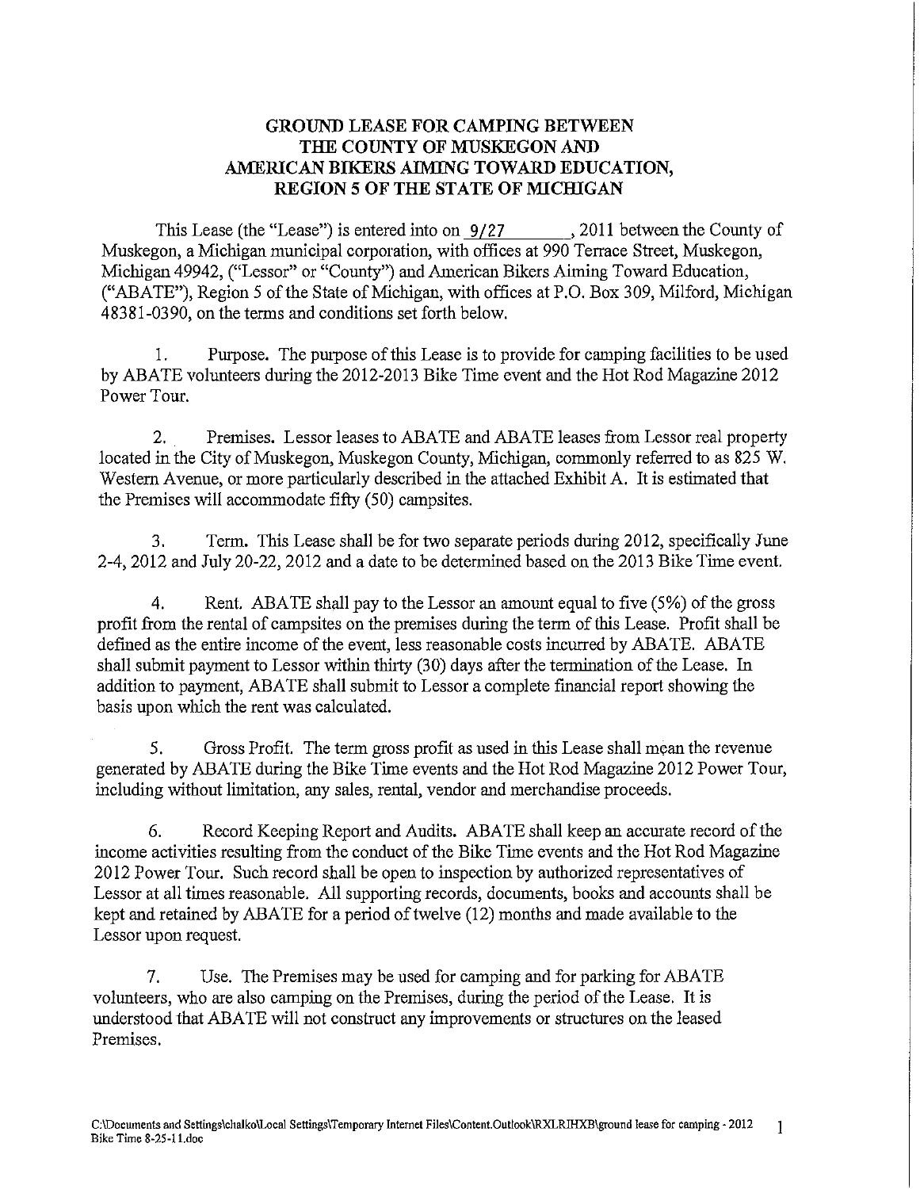# GROUND LEASE FOR CAMPING BETWEEN THE COUNTY OF MUSKEGON AND AMERICAN BIKERS AIMING TOWARD EDUCATION, REGION 5 OF THE STATE OF MICHIGAN

This Lease (the "Lease") is entered into on 9/27, 2011 between the County of Muskegon, a Michigan municipal corporation, with offices at 990 Terrace Street, Muskegon, Michigan 49942, ("Lessor" or "County") and American Bikers Aiming Toward Education, ("ABATE"), Region 5 of the State of Michigan, with offices at P.O. Box 309, Milford, Michigan 48381-0390, on the terms and conditions set forth below.

1. Purpose. The purpose of this Lease is to provide for camping facilities to be used by ABATE volunteers during the 2012-2013 Bike Time event and the Hot Rod Magazine 2012 Power Tour.

2. Premises. Lessor leases to ABATE and ABATE leases from Lessor real property located in the City of Muskegon, Muskegon County, Michigan, commonly referred to as 825 W. Western Avenue, or more particularly described in the attached Exhibit A. It is estimated that the Premises will accommodate fifty (50) campsites.

3. Term. This Lease shall be for two separate periods during 2012, specifically June 2-4, 2012 and July 20-22, 2012 and a date to be determined based on the 2013 Bike Time event.

4. Rent. ABATE shall pay to the Lessor an amount equal to five (5%) of the gross profit from the rental of campsites on the premises during the term of this Lease. Profit shall be defined as the entire income of the event, less reasonable costs incurred by ABATE. ABATE shall submit payment to Lessor within thirty (30) days after the termination of the Lease. In addition to payment, ABATE shall submit to Lessor a complete financial report showing the basis upon which the rent was calculated.

5. Gross Profit. The term gross profit as used in this Lease shall mean the revenue generated by ABATE during the Bike Time events and the Hot Rod Magazine 2012 Power Tour, including without limitation, any sales, rental, vendor and merchandise proceeds.

6. Record Keeping Report and Audits. ABATE shall keep an accurate record of the income activities resulting from the conduct of the Bike Time events and the Hot Rod Magazine 2012 Power Tour. Such record shall be open to inspection by authorized representatives of Lessor at all times reasonable. All supporting records, documents, books and accounts shall be kept and retained by ABATE for a period of twelve (12) months and made available to the Lessor upon request.

7. Use. The Premises may be used for camping and for parking for ABATE volunteers, who are also camping on the Premises, during the period of the Lease. It is understood that ABATE will not construct any improvements or structures on the leased Premises.

C:\Documents and Settings\chalko\Local Settings\Temporary Internet Files\Content.Outlook\RXLRJHXB\ground lease for camping - 2012 Bike Time 8-25-11.doc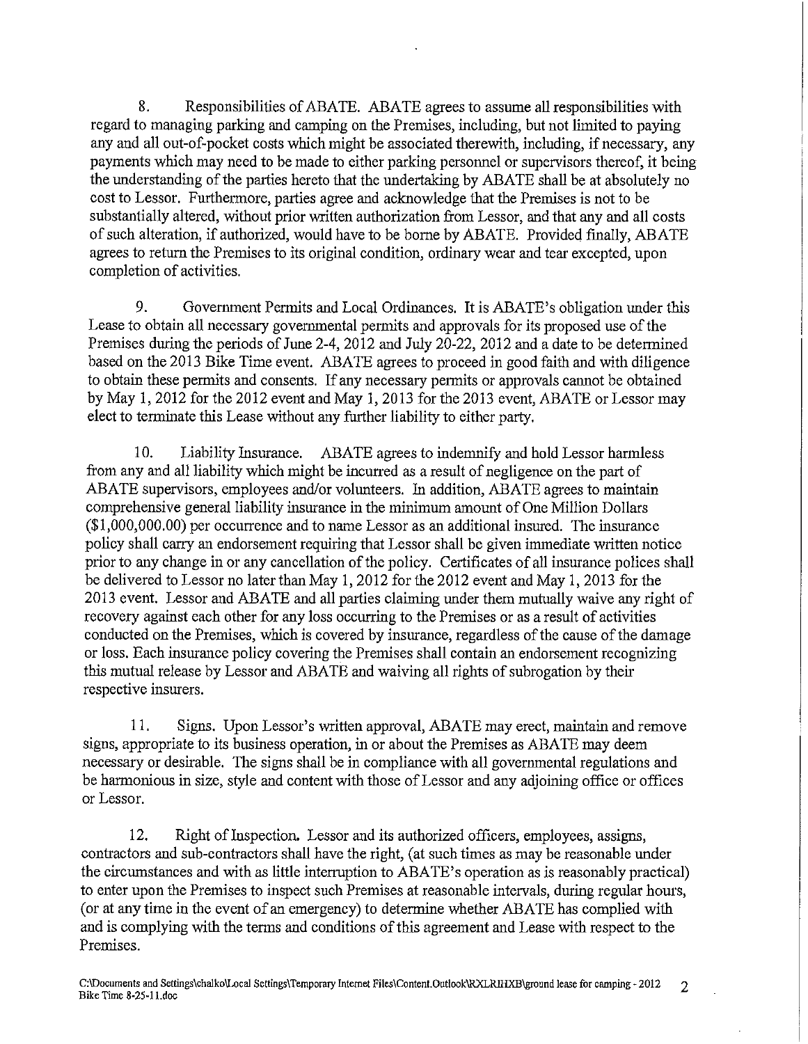8. Responsibilities of ABATE. ABATE agrees to assume all responsibilities with regard to managing parking and camping on the Premises, including, but not limited to paying any and all out-of-pocket costs which might be associated therewith, including, if necessary, any payments which may need to be made to either parking personnel or supervisors thereof, it being the understanding of the parties hereto that the undertaking by ABATE shall be at absolutely no cost to Lessor. Furthermore, parties agree and acknowledge that the Premises is not to be substantially altered, without prior written authorization from Lessor, and that any and all costs of such alteration, if authorized, would have to be borne by ABATE. Provided finally, ABATE agrees to return the Premises to its original condition, ordinary wear and tear excepted, upon completion of activities.

9. Government Permits and Local Ordinances. It is ABATE's obligation under this Lease to obtain all necessary governmental permits and approvals for its proposed use of the Premises during the periods of June 2-4, 2012 and July 20-22, 2012 and a date to be determined based on the 2013 Bike Time event. ABATE agrees to proceed in good faith and with diligence to obtain these permits and consents. If any necessary permits or approvals cannot be obtained by May 1, 2012 for the 2012 event and May 1, 2013 for the 2013 event, ABATE or Lessor may elect to terminate this Lease without any further liability to either party.

10. Liability Insurance. ABATE agrees to indemnify and hold Lessor harmless from any and all liability which might be incurred as a result of negligence on the part of ABATE supervisors, employees and/or volunteers. In addition, ABATE agrees to maintain comprehensive general liability insurance in the minimum amount of One Million Dollars ($1,000,000.00) per occurrence and to name Lessor as an additional insured. The insurance policy shall carry an endorsement requiring that Lessor shall be given immediate written notice prior to any change in or any cancellation of the policy. Certificates of all insurance polices shall be delivered to Lessor no later than May 1, 2012 for the 2012 event and May 1, 2013 for the 2013 event. Lessor and ABATE and all parties claiming under them mutually waive any right of recovery against each other for any loss occurring to the Premises or as a result of activities conducted on the Premises, which is covered by insurance, regardless of the cause of the damage or loss. Each insurance policy covering the Premises shall contain an endorsement recognizing this mutual release by Lessor and ABATE and waiving all rights of subrogation by their respective insurers.

11. Signs. Upon Lessor's written approval, ABATE may erect, maintain and remove signs, appropriate to its business operation, in or about the Premises as ABATE may deem necessary or desirable. The signs shall be in compliance with all governmental regulations and be harmonious in size, style and content with those of Lessor and any adjoining office or offices or Lessor.

12. Right of Inspection. Lessor and its authorized officers, employees, assigns, contractors and sub-contractors shall have the right, (at such times as may be reasonable under the circumstances and with as little interruption to ABATE's operation as is reasonably practical) to enter upon the Premises to inspect such Premises at reasonable intervals, during regular hours, (or at any time in the event of an emergency) to determine whether ABATE has complied with and is complying with the terms and conditions of this agreement and Lease with respect to the Premises.

C:\Documents and Settings\chalko\Local Settings\Temporary Internet Files\Content.Outlook\RXLRIHXB\ground lease for camping - 2012 Bike Time 8-25-11.doc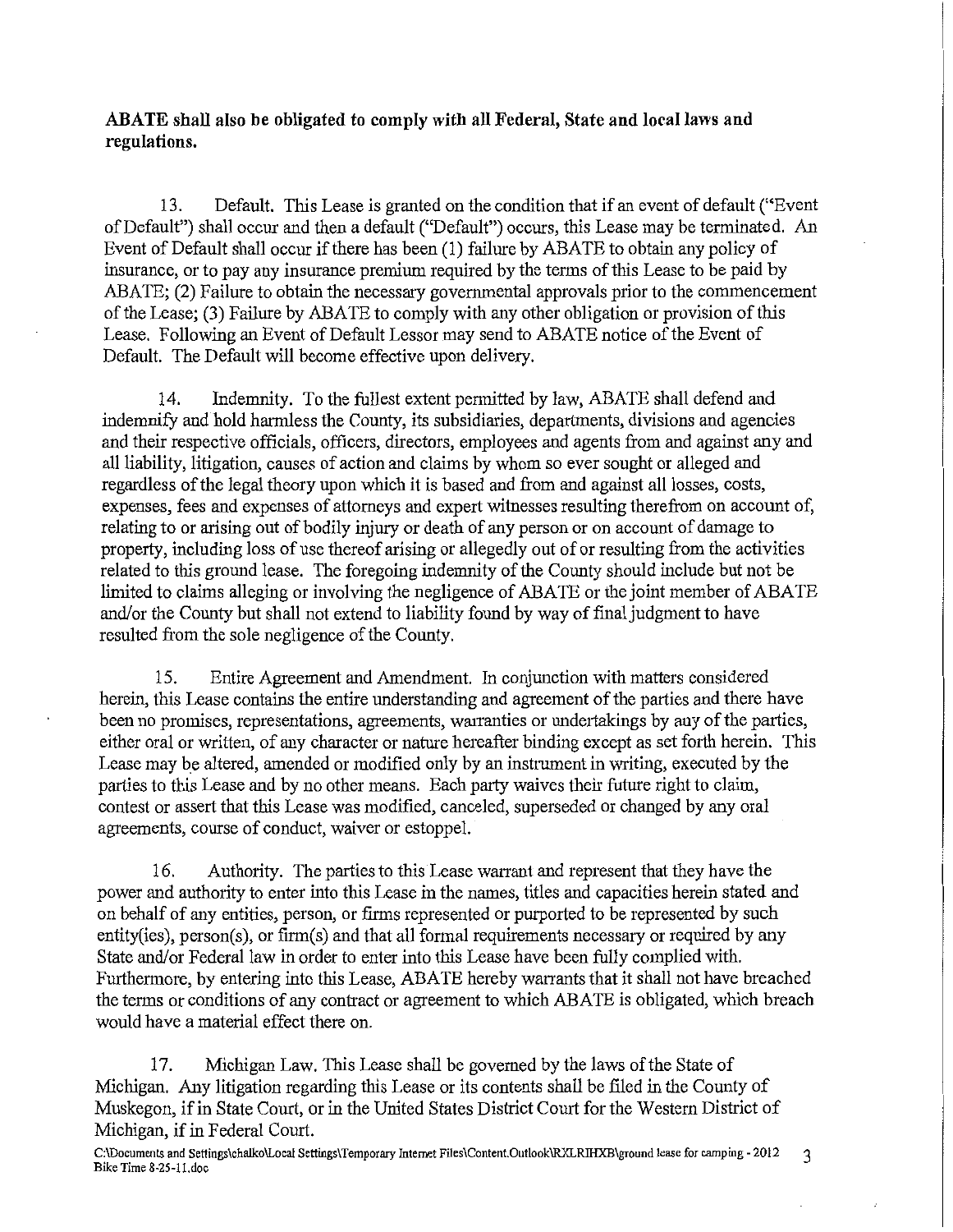**ABATE shall also be obligated to comply with all Federal, State and local laws and regulations.**

13. Default. This Lease is granted on the condition that if an event of default ("Event of Default") shall occur and then a default ("Default") occurs, this Lease may be terminated. An Event of Default shall occur if there has been (1) failure by ABATE to obtain any policy of insurance, or to pay any insurance premium required by the terms of this Lease to be paid by ABATE; (2) Failure to obtain the necessary governmental approvals prior to the commencement of the Lease; (3) Failure by ABATE to comply with any other obligation or provision of this Lease. Following an Event of Default Lessor may send to ABATE notice of the Event of Default. The Default will become effective upon delivery.

14. Indemnity. To the fullest extent permitted by law, ABATE shall defend and indemnify and hold harmless the County, its subsidiaries, departments, divisions and agencies and their respective officials, officers, directors, employees and agents from and against any and all liability, litigation, causes of action and claims by whom so ever sought or alleged and regardless of the legal theory upon which it is based and from and against all losses, costs, expenses, fees and expenses of attorneys and expert witnesses resulting therefrom on account of, relating to or arising out of bodily injury or death of any person or on account of damage to property, including loss of use thereof arising or allegedly out of or resulting from the activities related to this ground lease. The foregoing indemnity of the County should include but not be limited to claims alleging or involving the negligence of ABATE or the joint member of ABATE and/or the County but shall not extend to liability found by way of final judgment to have resulted from the sole negligence of the County.

15. Entire Agreement and Amendment. In conjunction with matters considered herein, this Lease contains the entire understanding and agreement of the parties and there have been no promises, representations, agreements, warranties or undertakings by any of the parties, either oral or written, of any character or nature hereafter binding except as set forth herein. This Lease may be altered, amended or modified only by an instrument in writing, executed by the parties to this Lease and by no other means. Each party waives their future right to claim, contest or assert that this Lease was modified, canceled, superseded or changed by any oral agreements, course of conduct, waiver or estoppel.

16. Authority. The parties to this Lease warrant and represent that they have the power and authority to enter into this Lease in the names, titles and capacities herein stated and on behalf of any entities, person, or firms represented or purported to be represented by such entity(ies), person(s), or firm(s) and that all formal requirements necessary or required by any State and/or Federal law in order to enter into this Lease have been fully complied with. Furthermore, by entering into this Lease, ABATE hereby warrants that it shall not have breached the terms or conditions of any contract or agreement to which ABATE is obligated, which breach would have a material effect there on.

17. Michigan Law. This Lease shall be governed by the laws of the State of Michigan. Any litigation regarding this Lease or its contents shall be filed in the County of Muskegon, if in State Court, or in the United States District Court for the Western District of Michigan, if in Federal Court.

C:\Documents and Settings\chalko\Local Settings\Temporary Internet Files\Content.Outlook\RXLRIHXB\ground lease for camping - 2012 Bike Time 8-25-11.doc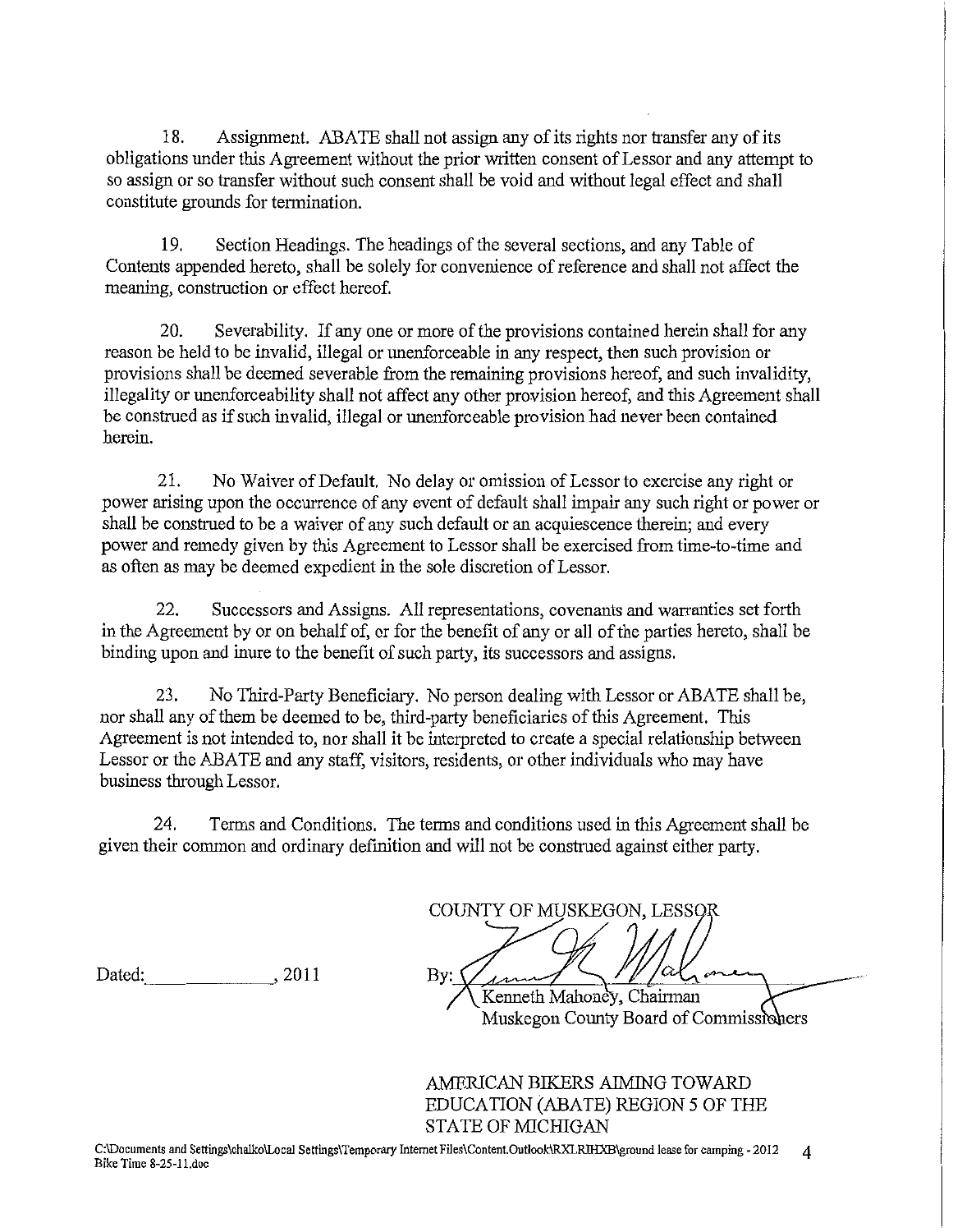18. Assignment. ABATE shall not assign any of its rights nor transfer any of its obligations under this Agreement without the prior written consent of Lessor and any attempt to so assign or so transfer without such consent shall be void and without legal effect and shall constitute grounds for termination.

19. Section Headings. The headings of the several sections, and any Table of Contents appended hereto, shall be solely for convenience of reference and shall not affect the meaning, construction or effect hereof.

20. Severability. If any one or more of the provisions contained herein shall for any reason be held to be invalid, illegal or unenforceable in any respect, then such provision or provisions shall be deemed severable from the remaining provisions hereof, and such invalidity, illegality or unenforceability shall not affect any other provision hereof, and this Agreement shall be construed as if such invalid, illegal or unenforceable provision had never been contained herein.

21. No Waiver of Default. No delay or omission of Lessor to exercise any right or power arising upon the occurrence of any event of default shall impair any such right or power or shall be construed to be a waiver of any such default or an acquiescence therein; and every power and remedy given by this Agreement to Lessor shall be exercised from time-to-time and as often as may be deemed expedient in the sole discretion of Lessor.

22. Successors and Assigns. All representations, covenants and warranties set forth in the Agreement by or on behalf of, or for the benefit of any or all of the parties hereto, shall be binding upon and inure to the benefit of such party, its successors and assigns.

23. No Third-Party Beneficiary. No person dealing with Lessor or ABATE shall be, nor shall any of them be deemed to be, third-party beneficiaries of this Agreement. This Agreement is not intended to, nor shall it be interpreted to create a special relationship between Lessor or the ABATE and any staff, visitors, residents, or other individuals who may have business through Lessor.

24. Terms and Conditions. The terms and conditions used in this Agreement shall be given their common and ordinary definition and will not be construed against either party.

COUNTY OF MUSKEGON, LESSOR

Dated: ____________, 2011

By: ______________________
Kenneth Mahoney, Chairman
Muskegon County Board of Commissioners

AMERICAN BIKERS AIMING TOWARD EDUCATION (ABATE) REGION 5 OF THE STATE OF MICHIGAN

C:\Documents and Settings\chalko\Local Settings\Temporary Internet Files\Content.Outlook\RXLRIHXB\ground lease for camping - 2012 Bike Time 8-25-11.doc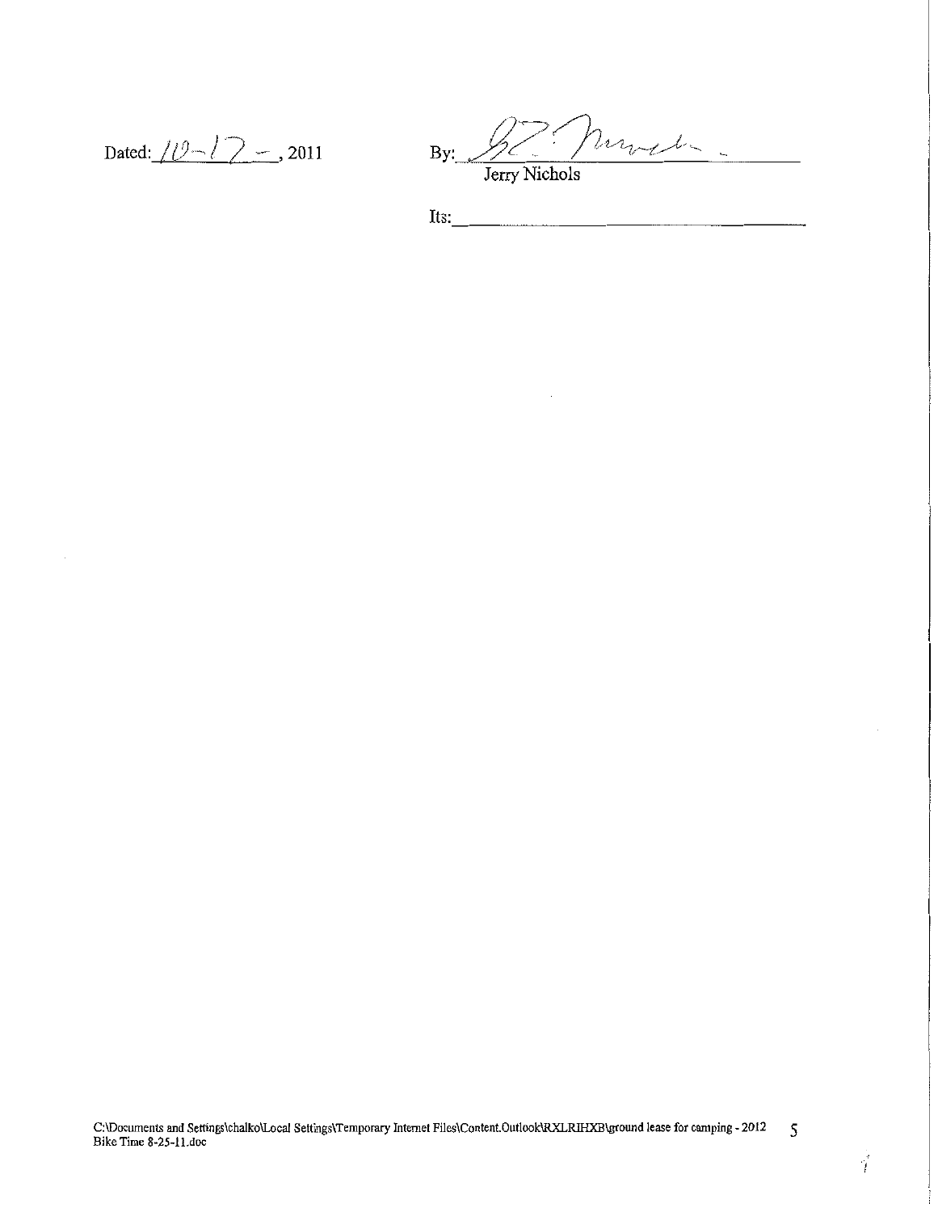Dated: 10-17-, 2011

By: ____________________
Jerry Nichols

Its: ____________________

C:\Documents and Settings\chalko\Local Settings\Temporary Internet Files\Content.Outlook\RXLRIHXB\ground lease for camping - 2012 Bike Time 8-25-11.doc